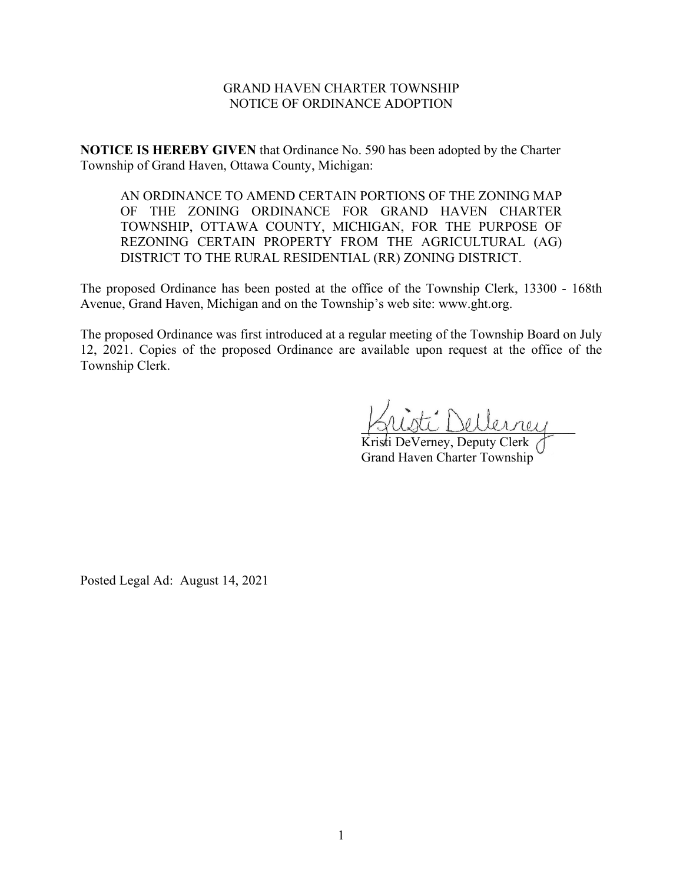# GRAND HAVEN CHARTER TOWNSHIP
## NOTICE OF ORDINANCE ADOPTION

**NOTICE IS HEREBY GIVEN** that Ordinance No. 590 has been adopted by the Charter Township of Grand Haven, Ottawa County, Michigan:

> AN ORDINANCE TO AMEND CERTAIN PORTIONS OF THE ZONING MAP OF THE ZONING ORDINANCE FOR GRAND HAVEN CHARTER TOWNSHIP, OTTAWA COUNTY, MICHIGAN, FOR THE PURPOSE OF REZONING CERTAIN PROPERTY FROM THE AGRICULTURAL (AG) DISTRICT TO THE RURAL RESIDENTIAL (RR) ZONING DISTRICT.

The proposed Ordinance has been posted at the office of the Township Clerk, 13300 - 168th Avenue, Grand Haven, Michigan and on the Township's web site: www.ght.org.

The proposed Ordinance was first introduced at a regular meeting of the Township Board on July 12, 2021. Copies of the proposed Ordinance are available upon request at the office of the Township Clerk.

Kristi DeVerney

Kristi DeVerney, Deputy Clerk
Grand Haven Charter Township

Posted Legal Ad: August 14, 2021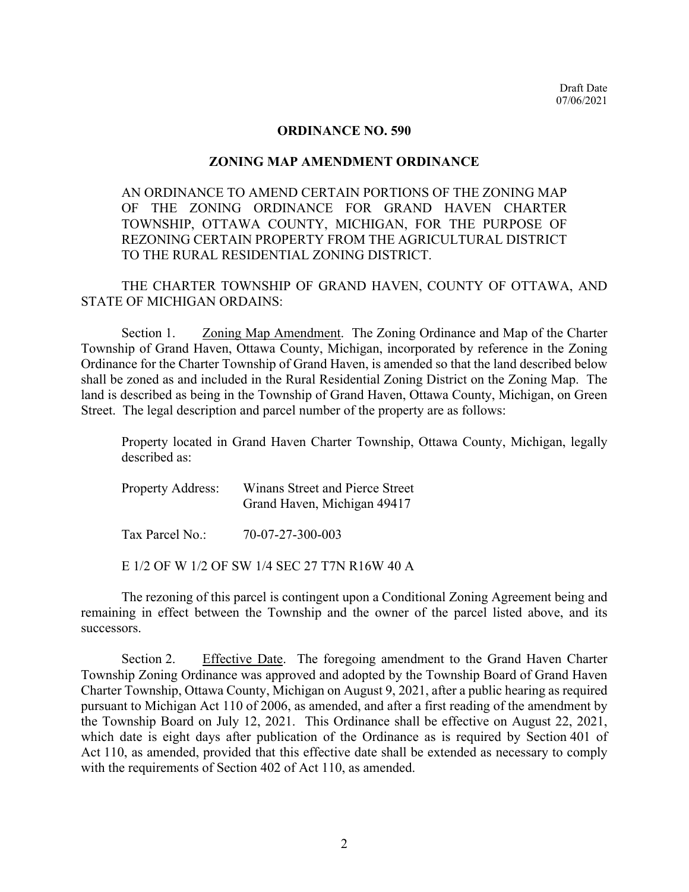Draft Date
07/06/2021

# ORDINANCE NO. 590

## ZONING MAP AMENDMENT ORDINANCE

AN ORDINANCE TO AMEND CERTAIN PORTIONS OF THE ZONING MAP OF THE ZONING ORDINANCE FOR GRAND HAVEN CHARTER TOWNSHIP, OTTAWA COUNTY, MICHIGAN, FOR THE PURPOSE OF REZONING CERTAIN PROPERTY FROM THE AGRICULTURAL DISTRICT TO THE RURAL RESIDENTIAL ZONING DISTRICT.

THE CHARTER TOWNSHIP OF GRAND HAVEN, COUNTY OF OTTAWA, AND STATE OF MICHIGAN ORDAINS:

Section 1. Zoning Map Amendment. The Zoning Ordinance and Map of the Charter Township of Grand Haven, Ottawa County, Michigan, incorporated by reference in the Zoning Ordinance for the Charter Township of Grand Haven, is amended so that the land described below shall be zoned as and included in the Rural Residential Zoning District on the Zoning Map. The land is described as being in the Township of Grand Haven, Ottawa County, Michigan, on Green Street. The legal description and parcel number of the property are as follows:

Property located in Grand Haven Charter Township, Ottawa County, Michigan, legally described as:

Property Address: Winans Street and Pierce Street
Grand Haven, Michigan 49417

Tax Parcel No.: 70-07-27-300-003

E 1/2 OF W 1/2 OF SW 1/4 SEC 27 T7N R16W 40 A

The rezoning of this parcel is contingent upon a Conditional Zoning Agreement being and remaining in effect between the Township and the owner of the parcel listed above, and its successors.

Section 2. Effective Date. The foregoing amendment to the Grand Haven Charter Township Zoning Ordinance was approved and adopted by the Township Board of Grand Haven Charter Township, Ottawa County, Michigan on August 9, 2021, after a public hearing as required pursuant to Michigan Act 110 of 2006, as amended, and after a first reading of the amendment by the Township Board on July 12, 2021. This Ordinance shall be effective on August 22, 2021, which date is eight days after publication of the Ordinance as is required by Section 401 of Act 110, as amended, provided that this effective date shall be extended as necessary to comply with the requirements of Section 402 of Act 110, as amended.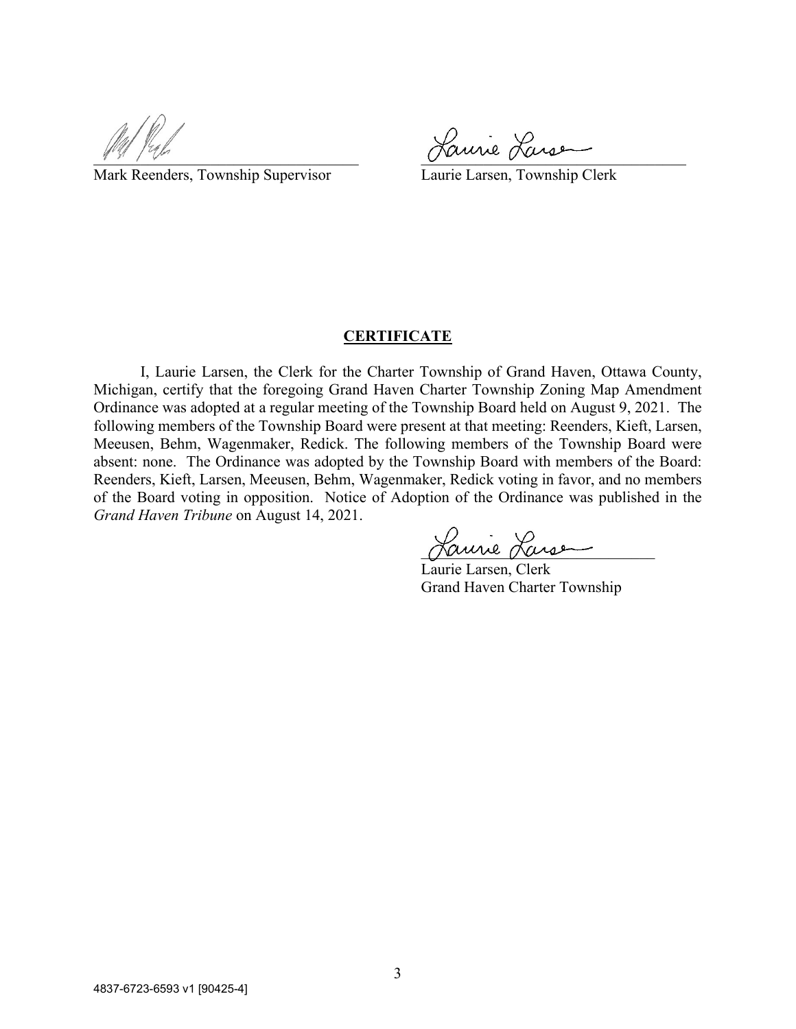Mark Reenders, Township Supervisor

Laurie Larsen, Township Clerk

## CERTIFICATE

I, Laurie Larsen, the Clerk for the Charter Township of Grand Haven, Ottawa County, Michigan, certify that the foregoing Grand Haven Charter Township Zoning Map Amendment Ordinance was adopted at a regular meeting of the Township Board held on August 9, 2021. The following members of the Township Board were present at that meeting: Reenders, Kieft, Larsen, Meeusen, Behm, Wagenmaker, Redick. The following members of the Township Board were absent: none. The Ordinance was adopted by the Township Board with members of the Board: Reenders, Kieft, Larsen, Meeusen, Behm, Wagenmaker, Redick voting in favor, and no members of the Board voting in opposition. Notice of Adoption of the Ordinance was published in the *Grand Haven Tribune* on August 14, 2021.

Laurie Larsen, Clerk
Grand Haven Charter Township

4837-6723-6593 v1 [90425-4]